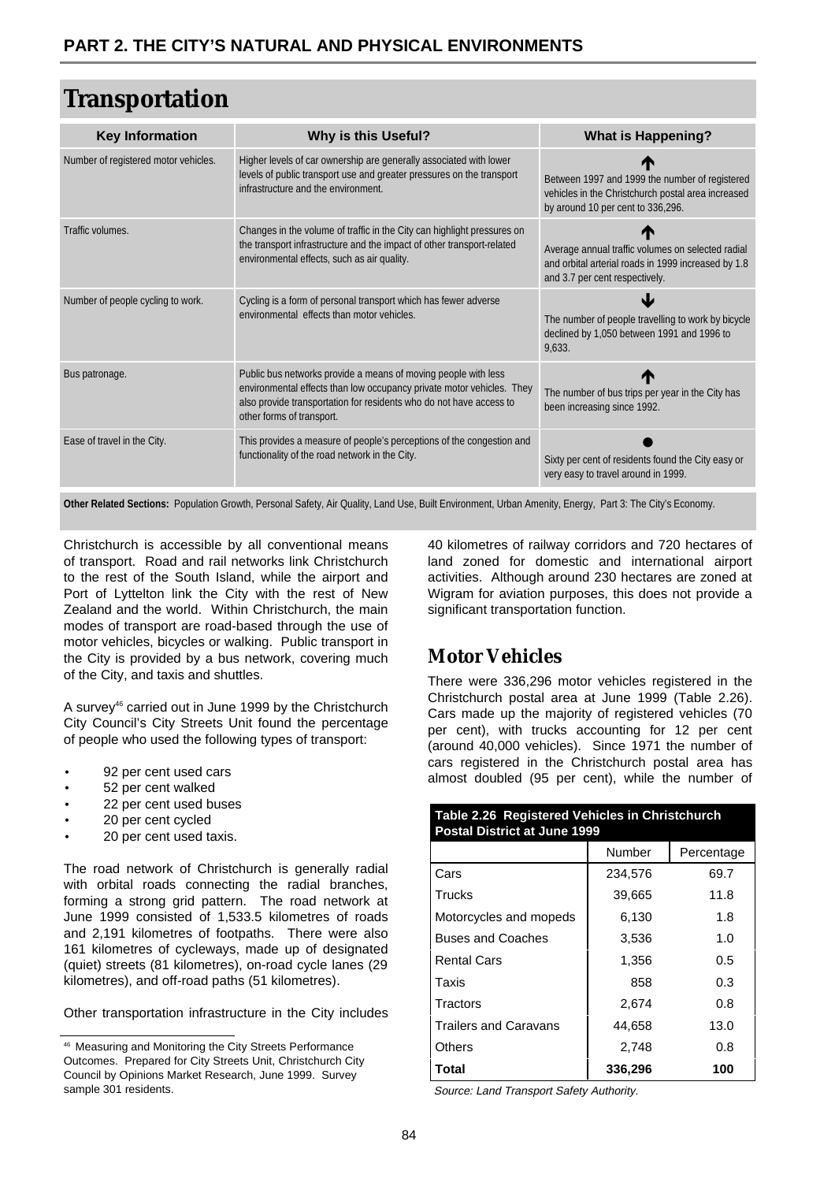## PART 2. THE CITY'S NATURAL AND PHYSICAL ENVIRONMENTS

# Transportation

| Key Information | Why is this Useful? | What is Happening? |
|---|---|---|
| Number of registered motor vehicles. | Higher levels of car ownership are generally associated with lower levels of public transport use and greater pressures on the transport infrastructure and the environment. | ↑ Between 1997 and 1999 the number of registered vehicles in the Christchurch postal area increased by around 10 per cent to 336,296. |
| Traffic volumes. | Changes in the volume of traffic in the City can highlight pressures on the transport infrastructure and the impact of other transport-related environmental effects, such as air quality. | ↑ Average annual traffic volumes on selected radial and orbital arterial roads in 1999 increased by 1.8 and 3.7 per cent respectively. |
| Number of people cycling to work. | Cycling is a form of personal transport which has fewer adverse environmental effects than motor vehicles. | ↓ The number of people travelling to work by bicycle declined by 1,050 between 1991 and 1996 to 9,633. |
| Bus patronage. | Public bus networks provide a means of moving people with less environmental effects than low occupancy private motor vehicles. They also provide transportation for residents who do not have access to other forms of transport. | ↑ The number of bus trips per year in the City has been increasing since 1992. |
| Ease of travel in the City. | This provides a measure of people's perceptions of the congestion and functionality of the road network in the City. | ● Sixty per cent of residents found the City easy or very easy to travel around in 1999. |

**Other Related Sections:** Population Growth, Personal Safety, Air Quality, Land Use, Built Environment, Urban Amenity, Energy, Part 3: The City's Economy.

Christchurch is accessible by all conventional means of transport. Road and rail networks link Christchurch to the rest of the South Island, while the airport and Port of Lyttelton link the City with the rest of New Zealand and the world. Within Christchurch, the main modes of transport are road-based through the use of motor vehicles, bicycles or walking. Public transport in the City is provided by a bus network, covering much of the City, and taxis and shuttles.

A survey[46] carried out in June 1999 by the Christchurch City Council's City Streets Unit found the percentage of people who used the following types of transport:

- 92 per cent used cars
- 52 per cent walked
- 22 per cent used buses
- 20 per cent cycled
- 20 per cent used taxis.

The road network of Christchurch is generally radial with orbital roads connecting the radial branches, forming a strong grid pattern. The road network at June 1999 consisted of 1,533.5 kilometres of roads and 2,191 kilometres of footpaths. There were also 161 kilometres of cycleways, made up of designated (quiet) streets (81 kilometres), on-road cycle lanes (29 kilometres), and off-road paths (51 kilometres).

Other transportation infrastructure in the City includes 40 kilometres of railway corridors and 720 hectares of land zoned for domestic and international airport activities. Although around 230 hectares are zoned at Wigram for aviation purposes, this does not provide a significant transportation function.

## Motor Vehicles

There were 336,296 motor vehicles registered in the Christchurch postal area at June 1999 (Table 2.26). Cars made up the majority of registered vehicles (70 per cent), with trucks accounting for 12 per cent (around 40,000 vehicles). Since 1971 the number of cars registered in the Christchurch postal area has almost doubled (95 per cent), while the number of

**Table 2.26 Registered Vehicles in Christchurch Postal District at June 1999**

| | Number | Percentage |
|---|---|---|
| Cars | 234,576 | 69.7 |
| Trucks | 39,665 | 11.8 |
| Motorcycles and mopeds | 6,130 | 1.8 |
| Buses and Coaches | 3,536 | 1.0 |
| Rental Cars | 1,356 | 0.5 |
| Taxis | 858 | 0.3 |
| Tractors | 2,674 | 0.8 |
| Trailers and Caravans | 44,658 | 13.0 |
| Others | 2,748 | 0.8 |
| **Total** | **336,296** | **100** |

*Source: Land Transport Safety Authority.*

[46] Measuring and Monitoring the City Streets Performance Outcomes. Prepared for City Streets Unit, Christchurch City Council by Opinions Market Research, June 1999. Survey sample 301 residents.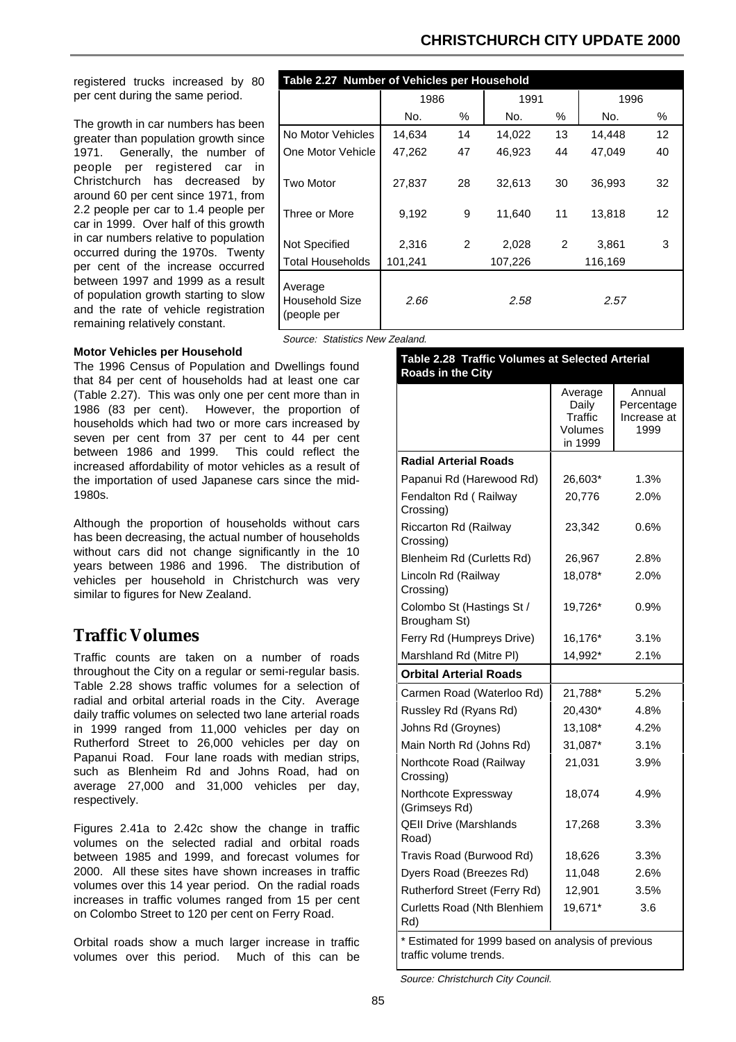registered trucks increased by 80 per cent during the same period.

The growth in car numbers has been greater than population growth since 1971. Generally, the number of people per registered car in Christchurch has decreased by around 60 per cent since 1971, from 2.2 people per car to 1.4 people per car in 1999. Over half of this growth in car numbers relative to population occurred during the 1970s. Twenty per cent of the increase occurred between 1997 and 1999 as a result of population growth starting to slow and the rate of vehicle registration remaining relatively constant.

**Table 2.27 Number of Vehicles per Household**

| | 1986 | | 1991 | | 1996 | |
|---|---|---|---|---|---|---|
| | No. | % | No. | % | No. | % |
| No Motor Vehicles | 14,634 | 14 | 14,022 | 13 | 14,448 | 12 |
| One Motor Vehicle | 47,262 | 47 | 46,923 | 44 | 47,049 | 40 |
| Two Motor | 27,837 | 28 | 32,613 | 30 | 36,993 | 32 |
| Three or More | 9,192 | 9 | 11,640 | 11 | 13,818 | 12 |
| Not Specified | 2,316 | 2 | 2,028 | 2 | 3,861 | 3 |
| Total Households | 101,241 | | 107,226 | | 116,169 | |
| Average Household Size (people per | *2.66* | | *2.58* | | *2.57* | |

*Source: Statistics New Zealand.*

**Motor Vehicles per Household**

The 1996 Census of Population and Dwellings found that 84 per cent of households had at least one car (Table 2.27). This was only one per cent more than in 1986 (83 per cent). However, the proportion of households which had two or more cars increased by seven per cent from 37 per cent to 44 per cent between 1986 and 1999. This could reflect the increased affordability of motor vehicles as a result of the importation of used Japanese cars since the mid-1980s.

Although the proportion of households without cars has been decreasing, the actual number of households without cars did not change significantly in the 10 years between 1986 and 1996. The distribution of vehicles per household in Christchurch was very similar to figures for New Zealand.

## Traffic Volumes

Traffic counts are taken on a number of roads throughout the City on a regular or semi-regular basis. Table 2.28 shows traffic volumes for a selection of radial and orbital arterial roads in the City. Average daily traffic volumes on selected two lane arterial roads in 1999 ranged from 11,000 vehicles per day on Rutherford Street to 26,000 vehicles per day on Papanui Road. Four lane roads with median strips, such as Blenheim Rd and Johns Road, had on average 27,000 and 31,000 vehicles per day, respectively.

Figures 2.41a to 2.42c show the change in traffic volumes on the selected radial and orbital roads between 1985 and 1999, and forecast volumes for 2000. All these sites have shown increases in traffic volumes over this 14 year period. On the radial roads increases in traffic volumes ranged from 15 per cent on Colombo Street to 120 per cent on Ferry Road.

Orbital roads show a much larger increase in traffic volumes over this period. Much of this can be

**Table 2.28 Traffic Volumes at Selected Arterial Roads in the City**

| | Average Daily Traffic Volumes in 1999 | Annual Percentage Increase at 1999 |
|---|---|---|
| **Radial Arterial Roads** | | |
| Papanui Rd (Harewood Rd) | 26,603* | 1.3% |
| Fendalton Rd ( Railway Crossing) | 20,776 | 2.0% |
| Riccarton Rd (Railway Crossing) | 23,342 | 0.6% |
| Blenheim Rd (Curletts Rd) | 26,967 | 2.8% |
| Lincoln Rd (Railway Crossing) | 18,078* | 2.0% |
| Colombo St (Hastings St / Brougham St) | 19,726* | 0.9% |
| Ferry Rd (Humpreys Drive) | 16,176* | 3.1% |
| Marshland Rd (Mitre Pl) | 14,992* | 2.1% |
| **Orbital Arterial Roads** | | |
| Carmen Road (Waterloo Rd) | 21,788* | 5.2% |
| Russley Rd (Ryans Rd) | 20,430* | 4.8% |
| Johns Rd (Groynes) | 13,108* | 4.2% |
| Main North Rd (Johns Rd) | 31,087* | 3.1% |
| Northcote Road (Railway Crossing) | 21,031 | 3.9% |
| Northcote Expressway (Grimseys Rd) | 18,074 | 4.9% |
| QEII Drive (Marshlands Road) | 17,268 | 3.3% |
| Travis Road (Burwood Rd) | 18,626 | 3.3% |
| Dyers Road (Breezes Rd) | 11,048 | 2.6% |
| Rutherford Street (Ferry Rd) | 12,901 | 3.5% |
| Curletts Road (Nth Blenhiem Rd) | 19,671* | 3.6 |

\* Estimated for 1999 based on analysis of previous traffic volume trends.

*Source: Christchurch City Council.*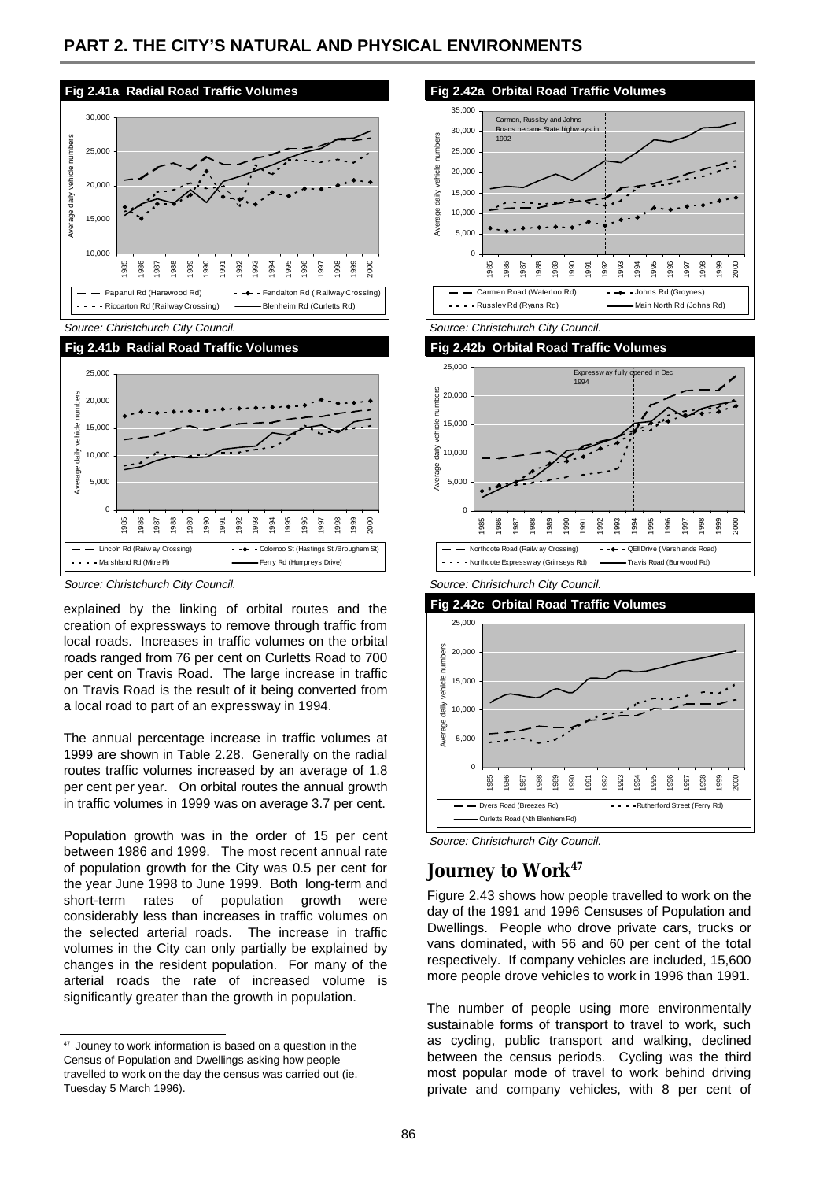## PART 2. THE CITY'S NATURAL AND PHYSICAL ENVIRONMENTS

**Fig 2.41a Radial Road Traffic Volumes**

Source: Christchurch City Council.

**Fig 2.41b Radial Road Traffic Volumes**

Source: Christchurch City Council.

**Fig 2.42a Orbital Road Traffic Volumes**

Source: Christchurch City Council.

**Fig 2.42b Orbital Road Traffic Volumes**

Source: Christchurch City Council.

**Fig 2.42c Orbital Road Traffic Volumes**

Source: Christchurch City Council.

explained by the linking of orbital routes and the creation of expressways to remove through traffic from local roads. Increases in traffic volumes on the orbital roads ranged from 76 per cent on Curletts Road to 700 per cent on Travis Road. The large increase in traffic on Travis Road is the result of it being converted from a local road to part of an expressway in 1994.

The annual percentage increase in traffic volumes at 1999 are shown in Table 2.28. Generally on the radial routes traffic volumes increased by an average of 1.8 per cent per year. On orbital routes the annual growth in traffic volumes in 1999 was on average 3.7 per cent.

Population growth was in the order of 15 per cent between 1986 and 1999. The most recent annual rate of population growth for the City was 0.5 per cent for the year June 1998 to June 1999. Both long-term and short-term rates of population growth were considerably less than increases in traffic volumes on the selected arterial roads. The increase in traffic volumes in the City can only partially be explained by changes in the resident population. For many of the arterial roads the rate of increased volume is significantly greater than the growth in population.

## Journey to Work[47]

Figure 2.43 shows how people travelled to work on the day of the 1991 and 1996 Censuses of Population and Dwellings. People who drove private cars, trucks or vans dominated, with 56 and 60 per cent of the total respectively. If company vehicles are included, 15,600 more people drove vehicles to work in 1996 than 1991.

The number of people using more environmentally sustainable forms of transport to travel to work, such as cycling, public transport and walking, declined between the census periods. Cycling was the third most popular mode of travel to work behind driving private and company vehicles, with 8 per cent of

---

[47] Jouney to work information is based on a question in the Census of Population and Dwellings asking how people travelled to work on the day the census was carried out (ie. Tuesday 5 March 1996).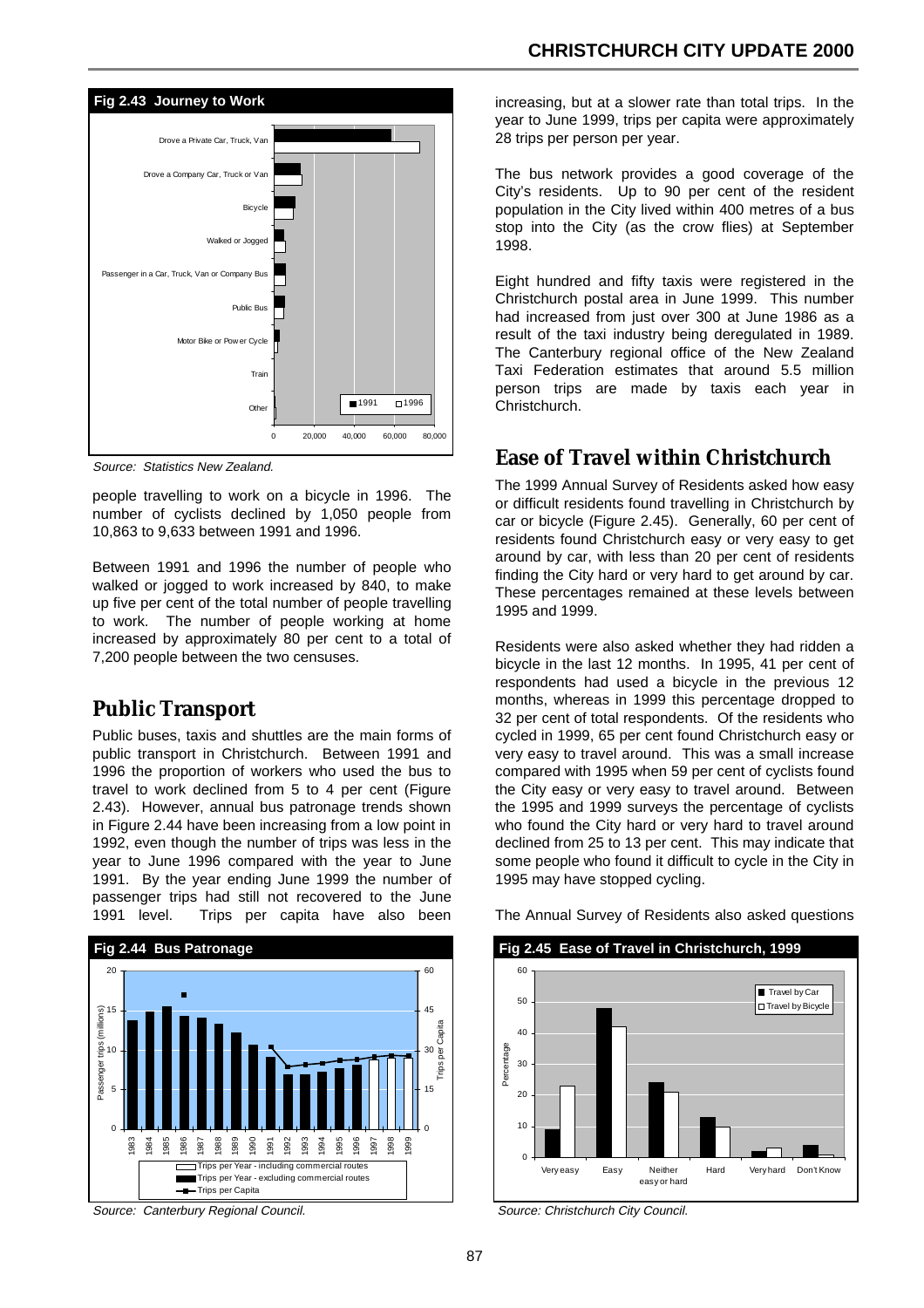**Fig 2.43 Journey to Work**

Source: Statistics New Zealand.

people travelling to work on a bicycle in 1996. The number of cyclists declined by 1,050 people from 10,863 to 9,633 between 1991 and 1996.

Between 1991 and 1996 the number of people who walked or jogged to work increased by 840, to make up five per cent of the total number of people travelling to work. The number of people working at home increased by approximately 80 per cent to a total of 7,200 people between the two censuses.

## Public Transport

Public buses, taxis and shuttles are the main forms of public transport in Christchurch. Between 1991 and 1996 the proportion of workers who used the bus to travel to work declined from 5 to 4 per cent (Figure 2.43). However, annual bus patronage trends shown in Figure 2.44 have been increasing from a low point in 1992, even though the number of trips was less in the year to June 1996 compared with the year to June 1991. By the year ending June 1999 the number of passenger trips had still not recovered to the June 1991 level. Trips per capita have also been increasing, but at a slower rate than total trips. In the year to June 1999, trips per capita were approximately 28 trips per person per year.

**Fig 2.44 Bus Patronage**

Source: Canterbury Regional Council.

The bus network provides a good coverage of the City's residents. Up to 90 per cent of the resident population in the City lived within 400 metres of a bus stop into the City (as the crow flies) at September 1998.

Eight hundred and fifty taxis were registered in the Christchurch postal area in June 1999. This number had increased from just over 300 at June 1986 as a result of the taxi industry being deregulated in 1989. The Canterbury regional office of the New Zealand Taxi Federation estimates that around 5.5 million person trips are made by taxis each year in Christchurch.

## Ease of Travel within Christchurch

The 1999 Annual Survey of Residents asked how easy or difficult residents found travelling in Christchurch by car or bicycle (Figure 2.45). Generally, 60 per cent of residents found Christchurch easy or very easy to get around by car, with less than 20 per cent of residents finding the City hard or very hard to get around by car. These percentages remained at these levels between 1995 and 1999.

Residents were also asked whether they had ridden a bicycle in the last 12 months. In 1995, 41 per cent of respondents had used a bicycle in the previous 12 months, whereas in 1999 this percentage dropped to 32 per cent of total respondents. Of the residents who cycled in 1999, 65 per cent found Christchurch easy or very easy to travel around. This was a small increase compared with 1995 when 59 per cent of cyclists found the City easy or very easy to travel around. Between the 1995 and 1999 surveys the percentage of cyclists who found the City hard or very hard to travel around declined from 25 to 13 per cent. This may indicate that some people who found it difficult to cycle in the City in 1995 may have stopped cycling.

The Annual Survey of Residents also asked questions

**Fig 2.45 Ease of Travel in Christchurch, 1999**

Source: Christchurch City Council.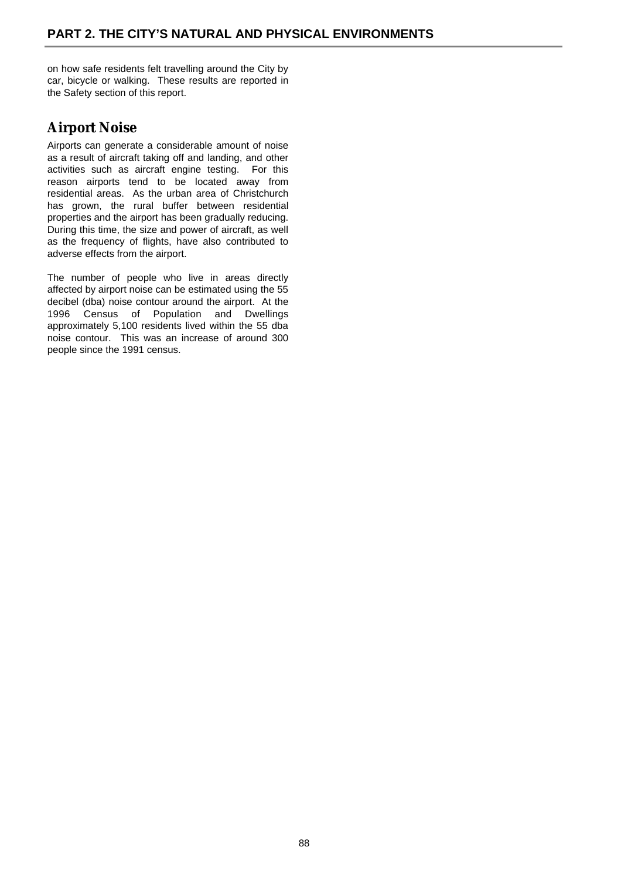on how safe residents felt travelling around the City by car, bicycle or walking. These results are reported in the Safety section of this report.

## Airport Noise

Airports can generate a considerable amount of noise as a result of aircraft taking off and landing, and other activities such as aircraft engine testing. For this reason airports tend to be located away from residential areas. As the urban area of Christchurch has grown, the rural buffer between residential properties and the airport has been gradually reducing. During this time, the size and power of aircraft, as well as the frequency of flights, have also contributed to adverse effects from the airport.

The number of people who live in areas directly affected by airport noise can be estimated using the 55 decibel (dba) noise contour around the airport. At the 1996 Census of Population and Dwellings approximately 5,100 residents lived within the 55 dba noise contour. This was an increase of around 300 people since the 1991 census.